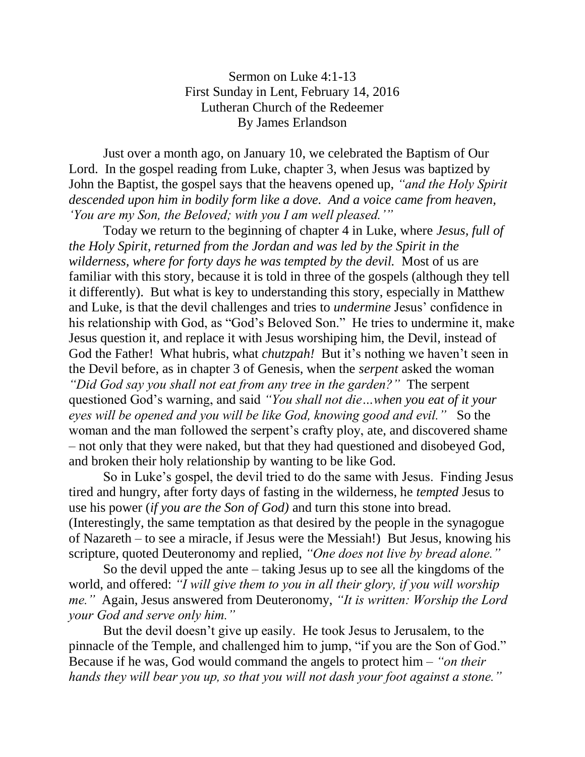Sermon on Luke 4:1-13
First Sunday in Lent, February 14, 2016
Lutheran Church of the Redeemer
By James Erlandson

Just over a month ago, on January 10, we celebrated the Baptism of Our Lord. In the gospel reading from Luke, chapter 3, when Jesus was baptized by John the Baptist, the gospel says that the heavens opened up, *"and the Holy Spirit descended upon him in bodily form like a dove. And a voice came from heaven, 'You are my Son, the Beloved; with you I am well pleased.'"*

Today we return to the beginning of chapter 4 in Luke, where *Jesus, full of the Holy Spirit, returned from the Jordan and was led by the Spirit in the wilderness, where for forty days he was tempted by the devil.* Most of us are familiar with this story, because it is told in three of the gospels (although they tell it differently). But what is key to understanding this story, especially in Matthew and Luke, is that the devil challenges and tries to *undermine* Jesus' confidence in his relationship with God, as "God's Beloved Son." He tries to undermine it, make Jesus question it, and replace it with Jesus worshiping him, the Devil, instead of God the Father! What hubris, what *chutzpah!* But it's nothing we haven't seen in the Devil before, as in chapter 3 of Genesis, when the *serpent* asked the woman *"Did God say you shall not eat from any tree in the garden?"* The serpent questioned God's warning, and said *"You shall not die…when you eat of it your eyes will be opened and you will be like God, knowing good and evil."* So the woman and the man followed the serpent's crafty ploy, ate, and discovered shame – not only that they were naked, but that they had questioned and disobeyed God, and broken their holy relationship by wanting to be like God.

So in Luke's gospel, the devil tried to do the same with Jesus. Finding Jesus tired and hungry, after forty days of fasting in the wilderness, he *tempted* Jesus to use his power (*if you are the Son of God)* and turn this stone into bread. (Interestingly, the same temptation as that desired by the people in the synagogue of Nazareth – to see a miracle, if Jesus were the Messiah!) But Jesus, knowing his scripture, quoted Deuteronomy and replied, *"One does not live by bread alone."*

So the devil upped the ante – taking Jesus up to see all the kingdoms of the world, and offered: *"I will give them to you in all their glory, if you will worship me."* Again, Jesus answered from Deuteronomy, *"It is written: Worship the Lord your God and serve only him."*

But the devil doesn't give up easily. He took Jesus to Jerusalem, to the pinnacle of the Temple, and challenged him to jump, "if you are the Son of God." Because if he was, God would command the angels to protect him – *"on their hands they will bear you up, so that you will not dash your foot against a stone."*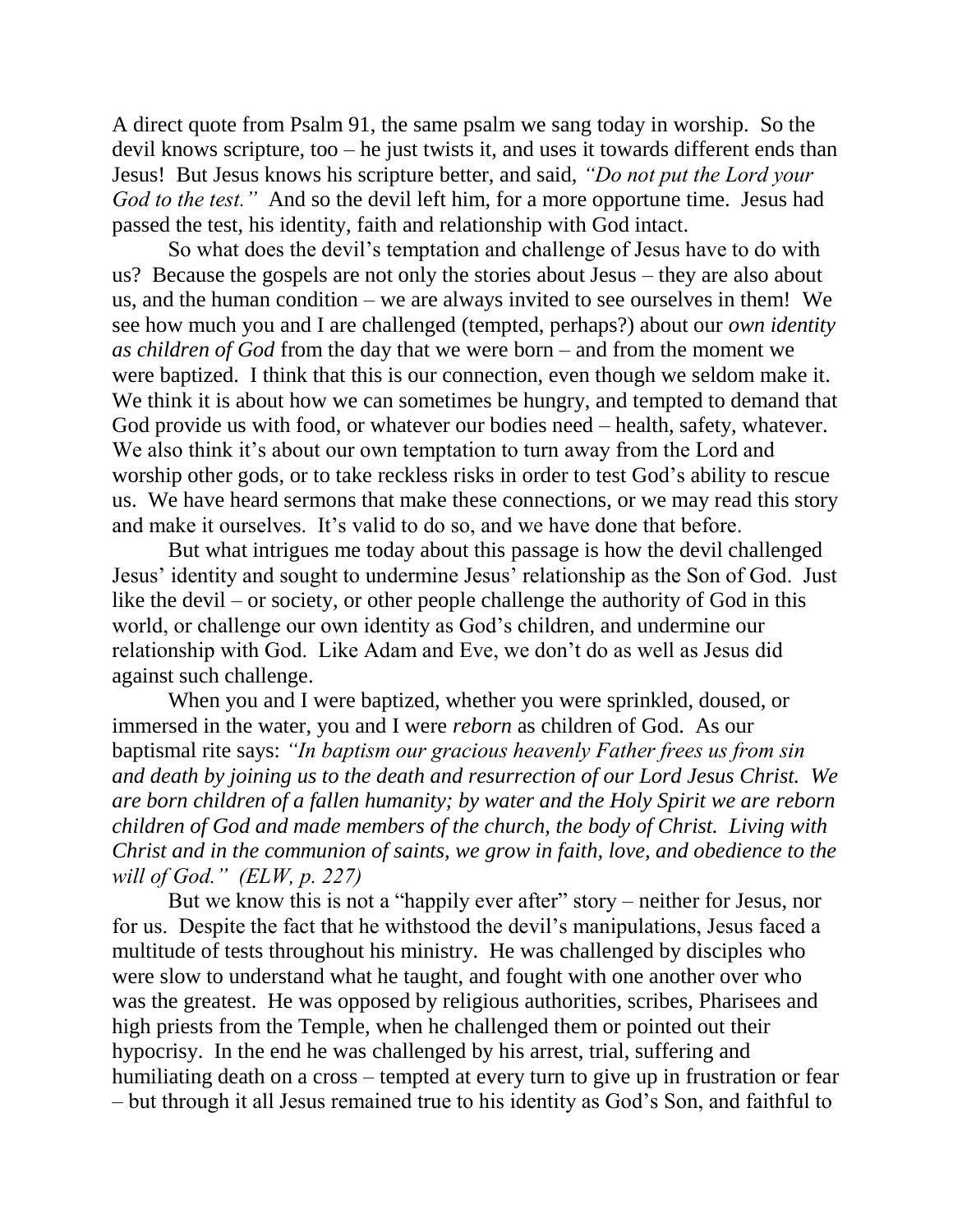A direct quote from Psalm 91, the same psalm we sang today in worship. So the devil knows scripture, too – he just twists it, and uses it towards different ends than Jesus! But Jesus knows his scripture better, and said, *"Do not put the Lord your God to the test."* And so the devil left him, for a more opportune time. Jesus had passed the test, his identity, faith and relationship with God intact.

So what does the devil's temptation and challenge of Jesus have to do with us? Because the gospels are not only the stories about Jesus – they are also about us, and the human condition – we are always invited to see ourselves in them! We see how much you and I are challenged (tempted, perhaps?) about our *own identity as children of God* from the day that we were born – and from the moment we were baptized. I think that this is our connection, even though we seldom make it. We think it is about how we can sometimes be hungry, and tempted to demand that God provide us with food, or whatever our bodies need – health, safety, whatever. We also think it's about our own temptation to turn away from the Lord and worship other gods, or to take reckless risks in order to test God's ability to rescue us. We have heard sermons that make these connections, or we may read this story and make it ourselves. It's valid to do so, and we have done that before.

But what intrigues me today about this passage is how the devil challenged Jesus' identity and sought to undermine Jesus' relationship as the Son of God. Just like the devil – or society, or other people challenge the authority of God in this world, or challenge our own identity as God's children, and undermine our relationship with God. Like Adam and Eve, we don't do as well as Jesus did against such challenge.

When you and I were baptized, whether you were sprinkled, doused, or immersed in the water, you and I were *reborn* as children of God. As our baptismal rite says: *"In baptism our gracious heavenly Father frees us from sin and death by joining us to the death and resurrection of our Lord Jesus Christ. We are born children of a fallen humanity; by water and the Holy Spirit we are reborn children of God and made members of the church, the body of Christ. Living with Christ and in the communion of saints, we grow in faith, love, and obedience to the will of God." (ELW, p. 227)*

But we know this is not a "happily ever after" story – neither for Jesus, nor for us. Despite the fact that he withstood the devil's manipulations, Jesus faced a multitude of tests throughout his ministry. He was challenged by disciples who were slow to understand what he taught, and fought with one another over who was the greatest. He was opposed by religious authorities, scribes, Pharisees and high priests from the Temple, when he challenged them or pointed out their hypocrisy. In the end he was challenged by his arrest, trial, suffering and humiliating death on a cross – tempted at every turn to give up in frustration or fear – but through it all Jesus remained true to his identity as God's Son, and faithful to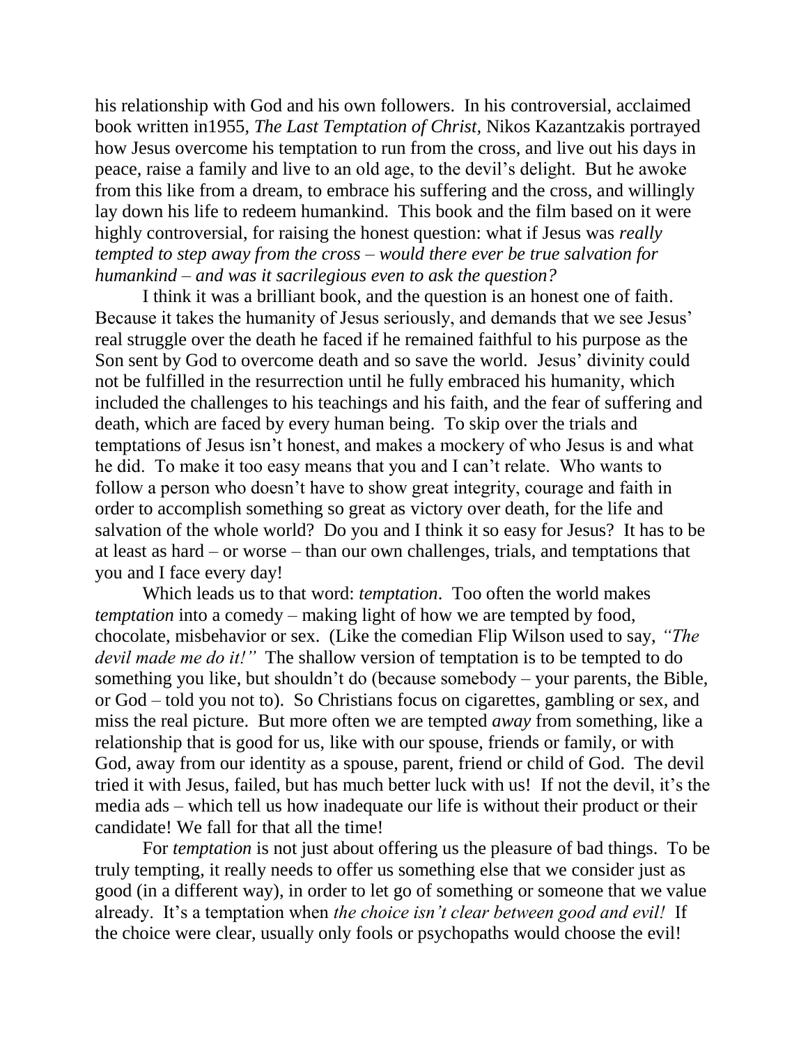his relationship with God and his own followers. In his controversial, acclaimed book written in1955, *The Last Temptation of Christ,* Nikos Kazantzakis portrayed how Jesus overcome his temptation to run from the cross, and live out his days in peace, raise a family and live to an old age, to the devil's delight. But he awoke from this like from a dream, to embrace his suffering and the cross, and willingly lay down his life to redeem humankind. This book and the film based on it were highly controversial, for raising the honest question: what if Jesus was *really tempted to step away from the cross – would there ever be true salvation for humankind – and was it sacrilegious even to ask the question?*

I think it was a brilliant book, and the question is an honest one of faith. Because it takes the humanity of Jesus seriously, and demands that we see Jesus' real struggle over the death he faced if he remained faithful to his purpose as the Son sent by God to overcome death and so save the world. Jesus' divinity could not be fulfilled in the resurrection until he fully embraced his humanity, which included the challenges to his teachings and his faith, and the fear of suffering and death, which are faced by every human being. To skip over the trials and temptations of Jesus isn't honest, and makes a mockery of who Jesus is and what he did. To make it too easy means that you and I can't relate. Who wants to follow a person who doesn't have to show great integrity, courage and faith in order to accomplish something so great as victory over death, for the life and salvation of the whole world? Do you and I think it so easy for Jesus? It has to be at least as hard – or worse – than our own challenges, trials, and temptations that you and I face every day!

Which leads us to that word: *temptation*. Too often the world makes *temptation* into a comedy – making light of how we are tempted by food, chocolate, misbehavior or sex. (Like the comedian Flip Wilson used to say, *"The devil made me do it!"* The shallow version of temptation is to be tempted to do something you like, but shouldn't do (because somebody – your parents, the Bible, or God – told you not to). So Christians focus on cigarettes, gambling or sex, and miss the real picture. But more often we are tempted *away* from something, like a relationship that is good for us, like with our spouse, friends or family, or with God, away from our identity as a spouse, parent, friend or child of God. The devil tried it with Jesus, failed, but has much better luck with us! If not the devil, it's the media ads – which tell us how inadequate our life is without their product or their candidate! We fall for that all the time!

For *temptation* is not just about offering us the pleasure of bad things. To be truly tempting, it really needs to offer us something else that we consider just as good (in a different way), in order to let go of something or someone that we value already. It's a temptation when *the choice isn't clear between good and evil!* If the choice were clear, usually only fools or psychopaths would choose the evil!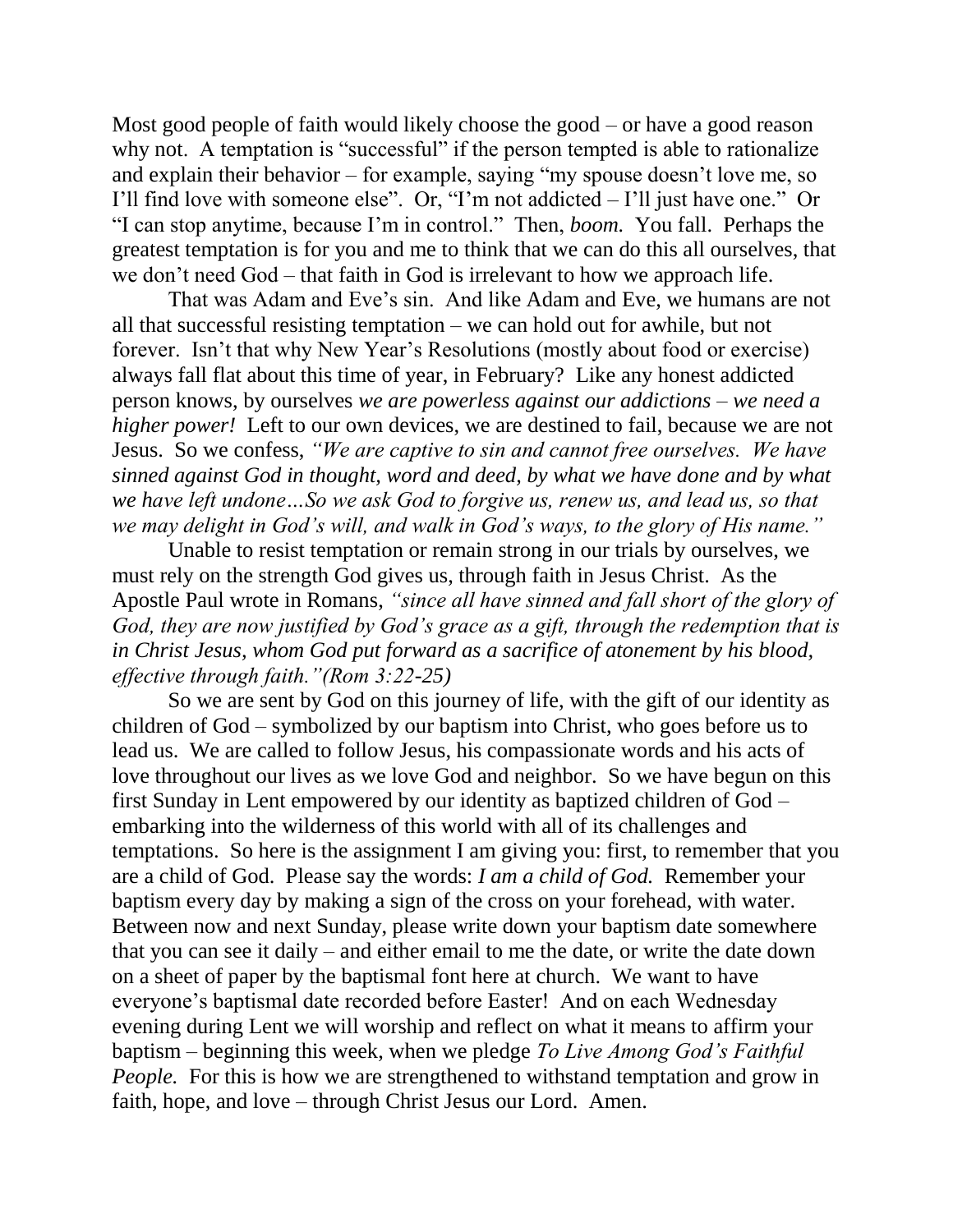Most good people of faith would likely choose the good – or have a good reason why not. A temptation is "successful" if the person tempted is able to rationalize and explain their behavior – for example, saying "my spouse doesn't love me, so I'll find love with someone else". Or, "I'm not addicted – I'll just have one." Or "I can stop anytime, because I'm in control." Then, *boom.* You fall. Perhaps the greatest temptation is for you and me to think that we can do this all ourselves, that we don't need God – that faith in God is irrelevant to how we approach life.

That was Adam and Eve's sin. And like Adam and Eve, we humans are not all that successful resisting temptation – we can hold out for awhile, but not forever. Isn't that why New Year's Resolutions (mostly about food or exercise) always fall flat about this time of year, in February? Like any honest addicted person knows, by ourselves *we are powerless against our addictions – we need a higher power!* Left to our own devices, we are destined to fail, because we are not Jesus. So we confess, *"We are captive to sin and cannot free ourselves. We have sinned against God in thought, word and deed, by what we have done and by what we have left undone…So we ask God to forgive us, renew us, and lead us, so that we may delight in God's will, and walk in God's ways, to the glory of His name."*

Unable to resist temptation or remain strong in our trials by ourselves, we must rely on the strength God gives us, through faith in Jesus Christ. As the Apostle Paul wrote in Romans, *"since all have sinned and fall short of the glory of God, they are now justified by God's grace as a gift, through the redemption that is in Christ Jesus, whom God put forward as a sacrifice of atonement by his blood, effective through faith."(Rom 3:22-25)*

So we are sent by God on this journey of life, with the gift of our identity as children of God – symbolized by our baptism into Christ, who goes before us to lead us. We are called to follow Jesus, his compassionate words and his acts of love throughout our lives as we love God and neighbor. So we have begun on this first Sunday in Lent empowered by our identity as baptized children of God – embarking into the wilderness of this world with all of its challenges and temptations. So here is the assignment I am giving you: first, to remember that you are a child of God. Please say the words: *I am a child of God.* Remember your baptism every day by making a sign of the cross on your forehead, with water. Between now and next Sunday, please write down your baptism date somewhere that you can see it daily – and either email to me the date, or write the date down on a sheet of paper by the baptismal font here at church. We want to have everyone's baptismal date recorded before Easter! And on each Wednesday evening during Lent we will worship and reflect on what it means to affirm your baptism – beginning this week, when we pledge *To Live Among God's Faithful People.* For this is how we are strengthened to withstand temptation and grow in faith, hope, and love – through Christ Jesus our Lord. Amen.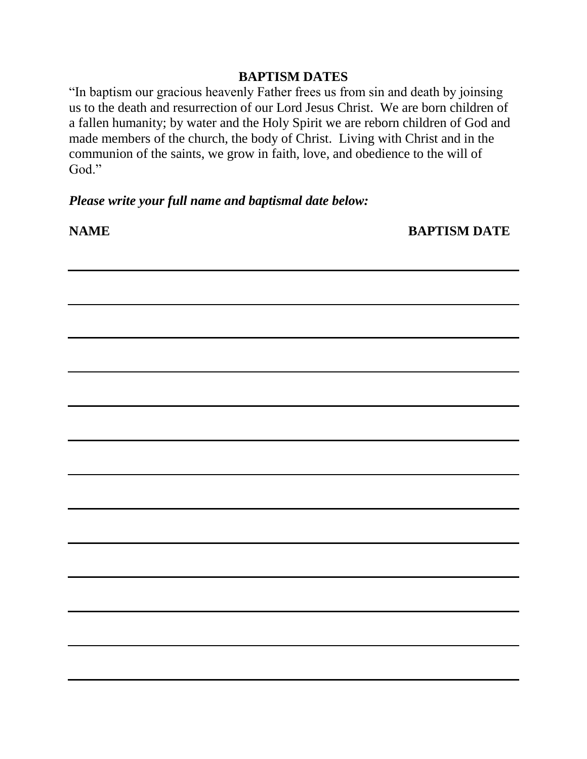**BAPTISM DATES**

"In baptism our gracious heavenly Father frees us from sin and death by joinsing us to the death and resurrection of our Lord Jesus Christ. We are born children of a fallen humanity; by water and the Holy Spirit we are reborn children of God and made members of the church, the body of Christ. Living with Christ and in the communion of the saints, we grow in faith, love, and obedience to the will of God."

***Please write your full name and baptismal date below:***

| NAME | BAPTISM DATE |
| --- | --- |
| | |
| | |
| | |
| | |
| | |
| | |
| | |
| | |
| | |
| | |
| | |
| | |
| | |